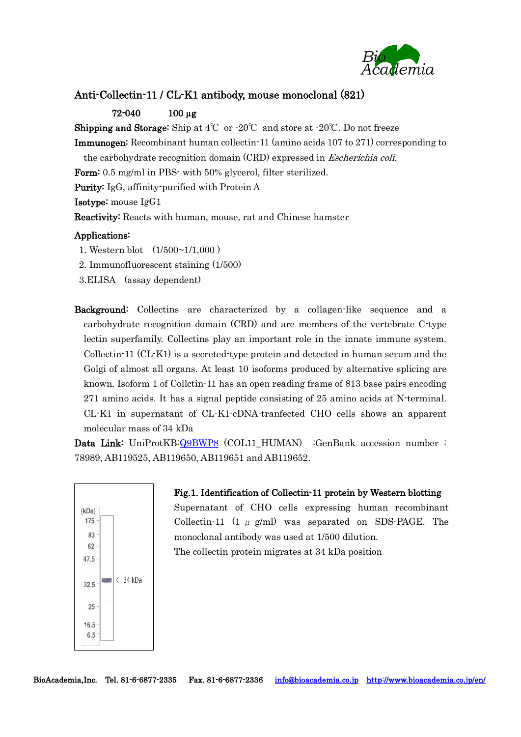# Anti-Collectin-11 / CL-K1 antibody, mouse monoclonal (821)

72-040　　100 µg

**Shipping and Storage:** Ship at 4℃ or -20℃ and store at -20℃. Do not freeze

**Immunogen:** Recombinant human collectin-11 (amino acids 107 to 271) corresponding to the carbohydrate recognition domain (CRD) expressed in *Escherichia coli*.

**Form:** 0.5 mg/ml in PBS- with 50% glycerol, filter sterilized.

**Purity:** IgG, affinity-purified with Protein A

**Isotype:** mouse IgG1

**Reactivity:** Reacts with human, mouse, rat and Chinese hamster

**Applications:**

1. Western blot　(1/500~1/1,000 )
2. Immunofluorescent staining (1/500)
3. ELISA　(assay dependent)

**Background:** Collectins are characterized by a collagen-like sequence and a carbohydrate recognition domain (CRD) and are members of the vertebrate C-type lectin superfamily. Collectins play an important role in the innate immune system. Collectin-11 (CL-K1) is a secreted-type protein and detected in human serum and the Golgi of almost all organs. At least 10 isoforms produced by alternative splicing are known. Isoform 1 of Collctin-11 has an open reading frame of 813 base pairs encoding 271 amino acids. It has a signal peptide consisting of 25 amino acids at N-terminal. CL-K1 in supernatant of CL-K1-cDNA-tranfected CHO cells shows an apparent molecular mass of 34 kDa

**Data Link:** UniProtKB:Q9BWP8 (COL11_HUMAN)　:GenBank accession number : 78989, AB119525, AB119650, AB119651 and AB119652.

(kDa) 175, 83, 62, 47.5, 32.5, 25, 16.5, 6.5 — ← 34 kDa

**Fig.1. Identification of Collectin-11 protein by Western blotting**

Supernatant of CHO cells expressing human recombinant Collectin-11 (1 μ g/ml) was separated on SDS-PAGE. The monoclonal antibody was used at 1/500 dilution.

The collectin protein migrates at 34 kDa position

BioAcademia,Inc.　Tel. 81-6-6877-2335　Fax. 81-6-6877-2336　info@bioacademia.co.jp　http://www.bioacademia.co.jp/en/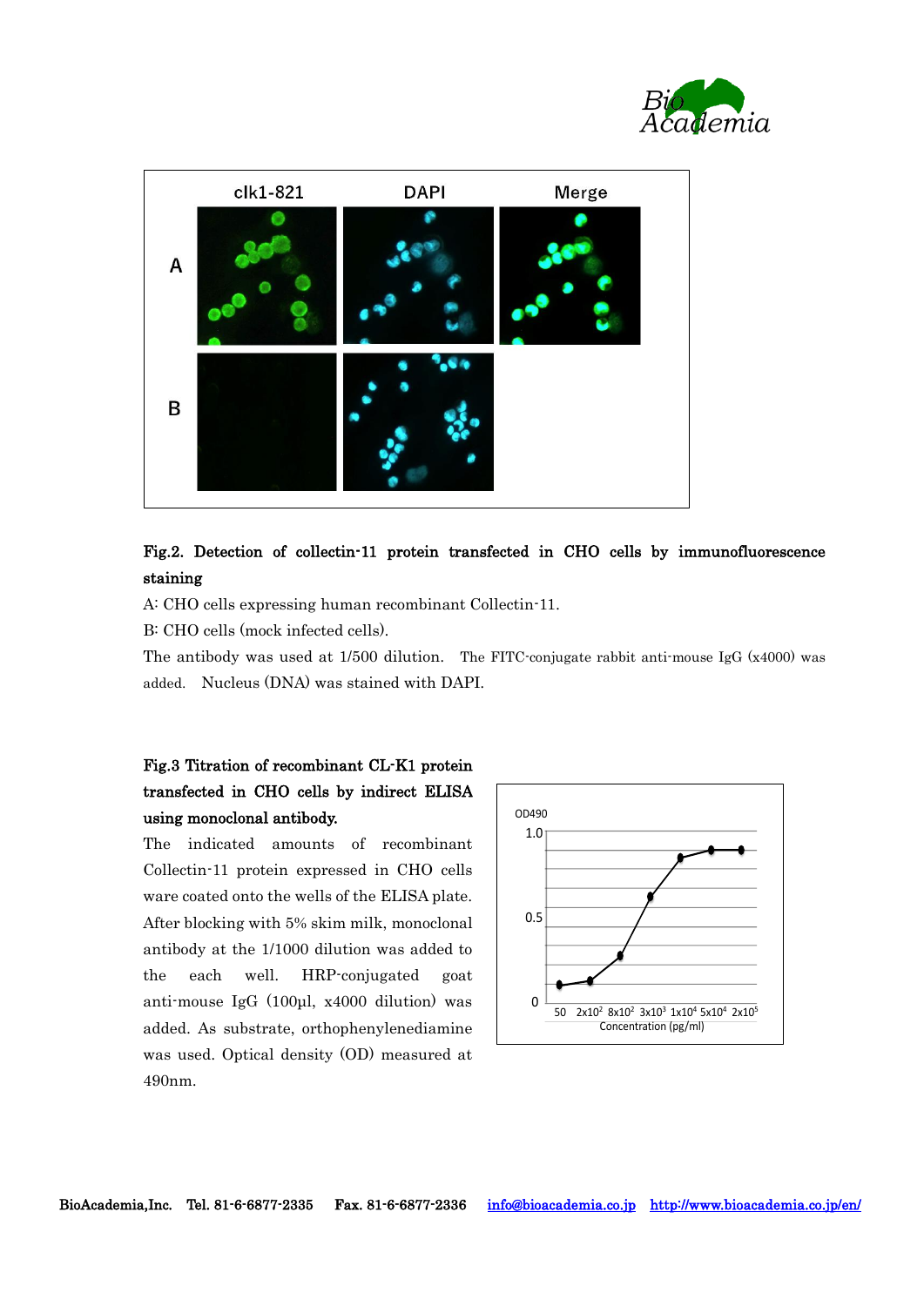**Fig.2. Detection of collectin-11 protein transfected in CHO cells by immunofluorescence staining**

A: CHO cells expressing human recombinant Collectin-11.

B: CHO cells (mock infected cells).

The antibody was used at 1/500 dilution. The FITC-conjugate rabbit anti-mouse IgG (x4000) was added. Nucleus (DNA) was stained with DAPI.

**Fig.3 Titration of recombinant CL-K1 protein transfected in CHO cells by indirect ELISA using monoclonal antibody.**

The indicated amounts of recombinant Collectin-11 protein expressed in CHO cells ware coated onto the wells of the ELISA plate. After blocking with 5% skim milk, monoclonal antibody at the 1/1000 dilution was added to the each well. HRP-conjugated goat anti-mouse IgG (100µl, x4000 dilution) was added. As substrate, orthophenylenediamine was used. Optical density (OD) measured at 490nm.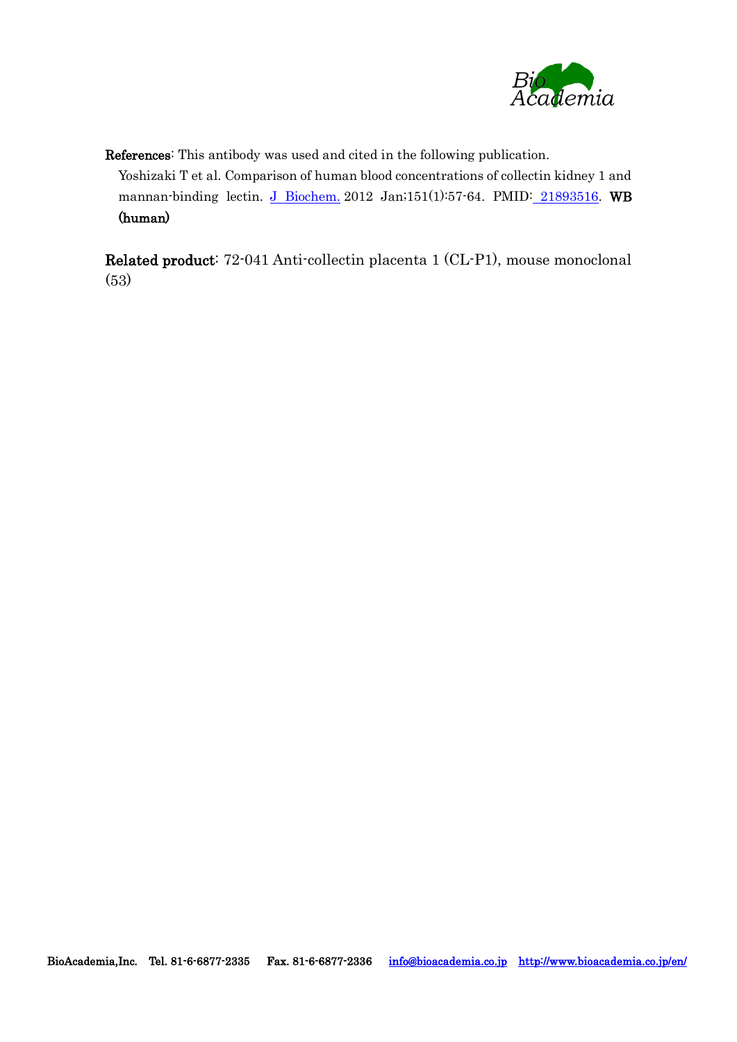**References**: This antibody was used and cited in the following publication.

Yoshizaki T et al. Comparison of human blood concentrations of collectin kidney 1 and mannan-binding lectin. J Biochem. 2012 Jan;151(1):57-64. PMID: 21893516. **WB (human)**

**Related product**: 72-041 Anti-collectin placenta 1 (CL-P1), mouse monoclonal (53)